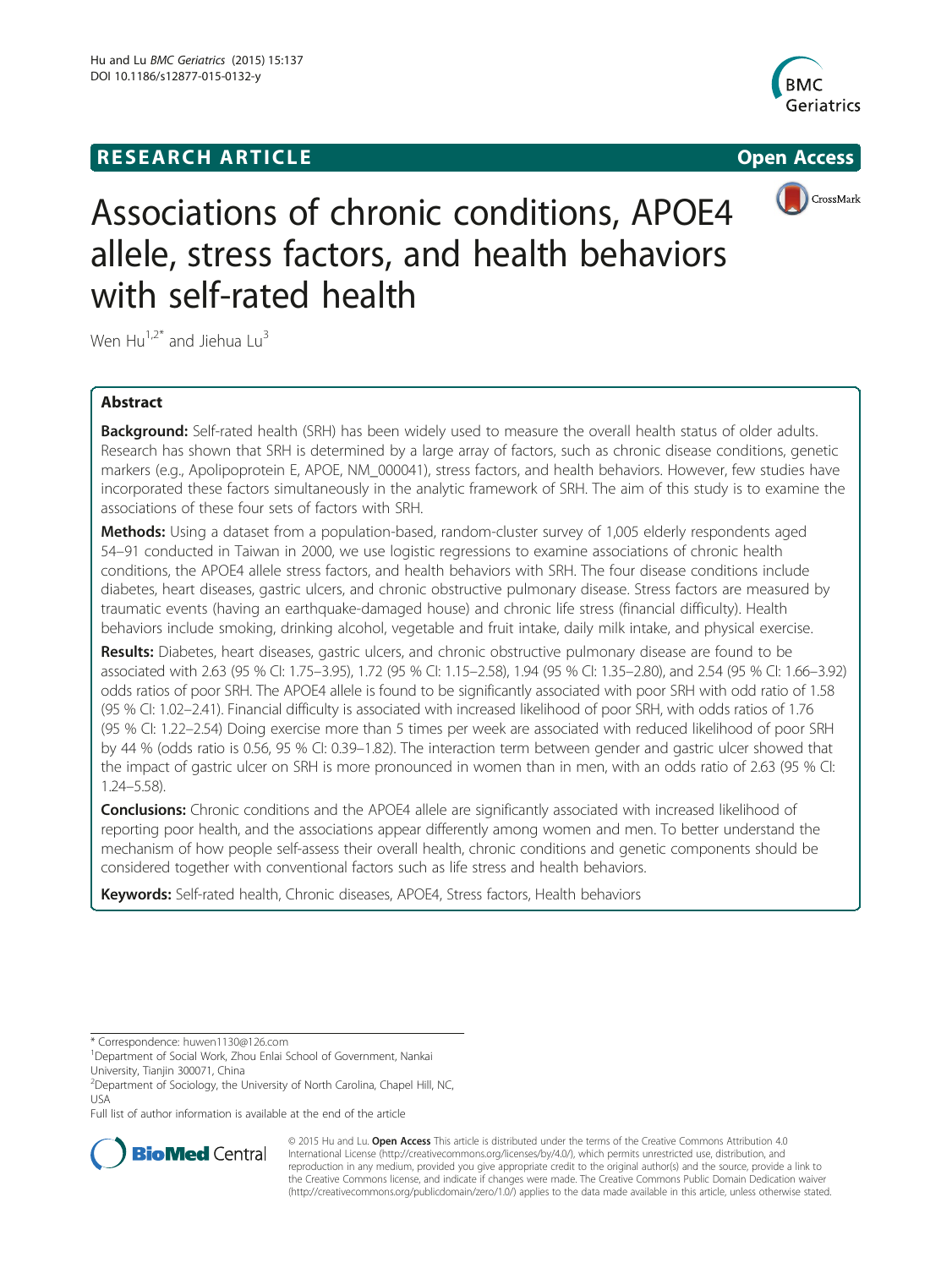**RESEARCH ARTICLE** **Open Access**

# Associations of chronic conditions, APOE4 allele, stress factors, and health behaviors with self-rated health

Wen Hu[1,2*] and Jiehua Lu[3]

## Abstract

**Background:** Self-rated health (SRH) has been widely used to measure the overall health status of older adults. Research has shown that SRH is determined by a large array of factors, such as chronic disease conditions, genetic markers (e.g., Apolipoprotein E, APOE, NM_000041), stress factors, and health behaviors. However, few studies have incorporated these factors simultaneously in the analytic framework of SRH. The aim of this study is to examine the associations of these four sets of factors with SRH.

**Methods:** Using a dataset from a population-based, random-cluster survey of 1,005 elderly respondents aged 54–91 conducted in Taiwan in 2000, we use logistic regressions to examine associations of chronic health conditions, the APOE4 allele stress factors, and health behaviors with SRH. The four disease conditions include diabetes, heart diseases, gastric ulcers, and chronic obstructive pulmonary disease. Stress factors are measured by traumatic events (having an earthquake-damaged house) and chronic life stress (financial difficulty). Health behaviors include smoking, drinking alcohol, vegetable and fruit intake, daily milk intake, and physical exercise.

**Results:** Diabetes, heart diseases, gastric ulcers, and chronic obstructive pulmonary disease are found to be associated with 2.63 (95 % CI: 1.75–3.95), 1.72 (95 % CI: 1.15–2.58), 1.94 (95 % CI: 1.35–2.80), and 2.54 (95 % CI: 1.66–3.92) odds ratios of poor SRH. The APOE4 allele is found to be significantly associated with poor SRH with odd ratio of 1.58 (95 % CI: 1.02–2.41). Financial difficulty is associated with increased likelihood of poor SRH, with odds ratios of 1.76 (95 % CI: 1.22–2.54) Doing exercise more than 5 times per week are associated with reduced likelihood of poor SRH by 44 % (odds ratio is 0.56, 95 % CI: 0.39–1.82). The interaction term between gender and gastric ulcer showed that the impact of gastric ulcer on SRH is more pronounced in women than in men, with an odds ratio of 2.63 (95 % CI: 1.24–5.58).

**Conclusions:** Chronic conditions and the APOE4 allele are significantly associated with increased likelihood of reporting poor health, and the associations appear differently among women and men. To better understand the mechanism of how people self-assess their overall health, chronic conditions and genetic components should be considered together with conventional factors such as life stress and health behaviors.

**Keywords:** Self-rated health, Chronic diseases, APOE4, Stress factors, Health behaviors

---

\* Correspondence: huwen1130@126.com
[1]Department of Social Work, Zhou Enlai School of Government, Nankai University, Tianjin 300071, China
[2]Department of Sociology, the University of North Carolina, Chapel Hill, NC, USA
Full list of author information is available at the end of the article

© 2015 Hu and Lu. **Open Access** This article is distributed under the terms of the Creative Commons Attribution 4.0 International License (http://creativecommons.org/licenses/by/4.0/), which permits unrestricted use, distribution, and reproduction in any medium, provided you give appropriate credit to the original author(s) and the source, provide a link to the Creative Commons license, and indicate if changes were made. The Creative Commons Public Domain Dedication waiver (http://creativecommons.org/publicdomain/zero/1.0/) applies to the data made available in this article, unless otherwise stated.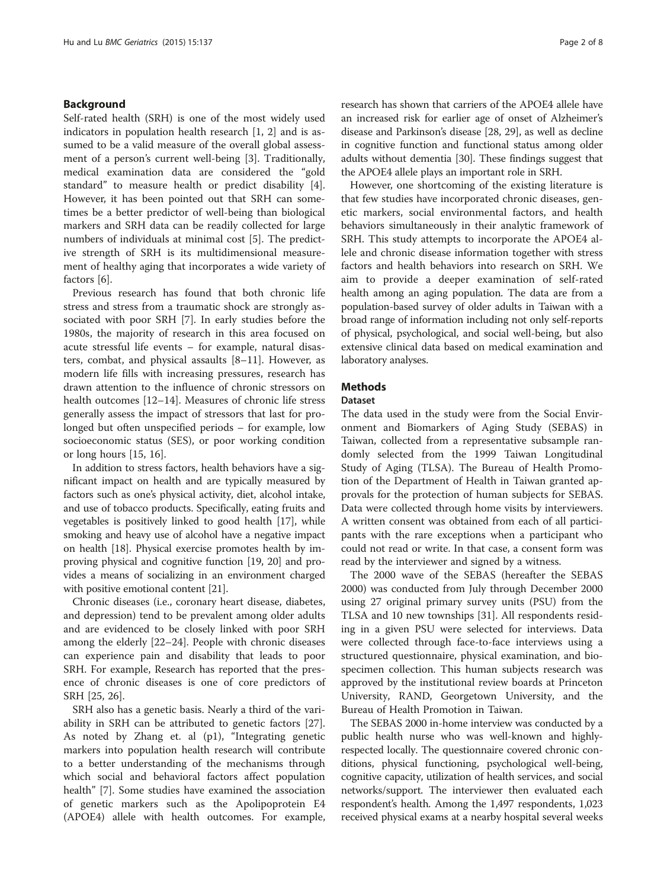## Background

Self-rated health (SRH) is one of the most widely used indicators in population health research [1, 2] and is assumed to be a valid measure of the overall global assessment of a person's current well-being [3]. Traditionally, medical examination data are considered the "gold standard" to measure health or predict disability [4]. However, it has been pointed out that SRH can sometimes be a better predictor of well-being than biological markers and SRH data can be readily collected for large numbers of individuals at minimal cost [5]. The predictive strength of SRH is its multidimensional measurement of healthy aging that incorporates a wide variety of factors [6].

Previous research has found that both chronic life stress and stress from a traumatic shock are strongly associated with poor SRH [7]. In early studies before the 1980s, the majority of research in this area focused on acute stressful life events – for example, natural disasters, combat, and physical assaults [8–11]. However, as modern life fills with increasing pressures, research has drawn attention to the influence of chronic stressors on health outcomes [12–14]. Measures of chronic life stress generally assess the impact of stressors that last for prolonged but often unspecified periods – for example, low socioeconomic status (SES), or poor working condition or long hours [15, 16].

In addition to stress factors, health behaviors have a significant impact on health and are typically measured by factors such as one's physical activity, diet, alcohol intake, and use of tobacco products. Specifically, eating fruits and vegetables is positively linked to good health [17], while smoking and heavy use of alcohol have a negative impact on health [18]. Physical exercise promotes health by improving physical and cognitive function [19, 20] and provides a means of socializing in an environment charged with positive emotional content [21].

Chronic diseases (i.e., coronary heart disease, diabetes, and depression) tend to be prevalent among older adults and are evidenced to be closely linked with poor SRH among the elderly [22–24]. People with chronic diseases can experience pain and disability that leads to poor SRH. For example, Research has reported that the presence of chronic diseases is one of core predictors of SRH [25, 26].

SRH also has a genetic basis. Nearly a third of the variability in SRH can be attributed to genetic factors [27]. As noted by Zhang et. al (p1), "Integrating genetic markers into population health research will contribute to a better understanding of the mechanisms through which social and behavioral factors affect population health" [7]. Some studies have examined the association of genetic markers such as the Apolipoprotein E4 (APOE4) allele with health outcomes. For example, research has shown that carriers of the APOE4 allele have an increased risk for earlier age of onset of Alzheimer's disease and Parkinson's disease [28, 29], as well as decline in cognitive function and functional status among older adults without dementia [30]. These findings suggest that the APOE4 allele plays an important role in SRH.

However, one shortcoming of the existing literature is that few studies have incorporated chronic diseases, genetic markers, social environmental factors, and health behaviors simultaneously in their analytic framework of SRH. This study attempts to incorporate the APOE4 allele and chronic disease information together with stress factors and health behaviors into research on SRH. We aim to provide a deeper examination of self-rated health among an aging population. The data are from a population-based survey of older adults in Taiwan with a broad range of information including not only self-reports of physical, psychological, and social well-being, but also extensive clinical data based on medical examination and laboratory analyses.

## Methods

### Dataset

The data used in the study were from the Social Environment and Biomarkers of Aging Study (SEBAS) in Taiwan, collected from a representative subsample randomly selected from the 1999 Taiwan Longitudinal Study of Aging (TLSA). The Bureau of Health Promotion of the Department of Health in Taiwan granted approvals for the protection of human subjects for SEBAS. Data were collected through home visits by interviewers. A written consent was obtained from each of all participants with the rare exceptions when a participant who could not read or write. In that case, a consent form was read by the interviewer and signed by a witness.

The 2000 wave of the SEBAS (hereafter the SEBAS 2000) was conducted from July through December 2000 using 27 original primary survey units (PSU) from the TLSA and 10 new townships [31]. All respondents residing in a given PSU were selected for interviews. Data were collected through face-to-face interviews using a structured questionnaire, physical examination, and biospecimen collection. This human subjects research was approved by the institutional review boards at Princeton University, RAND, Georgetown University, and the Bureau of Health Promotion in Taiwan.

The SEBAS 2000 in-home interview was conducted by a public health nurse who was well-known and highly-respected locally. The questionnaire covered chronic conditions, physical functioning, psychological well-being, cognitive capacity, utilization of health services, and social networks/support. The interviewer then evaluated each respondent's health. Among the 1,497 respondents, 1,023 received physical exams at a nearby hospital several weeks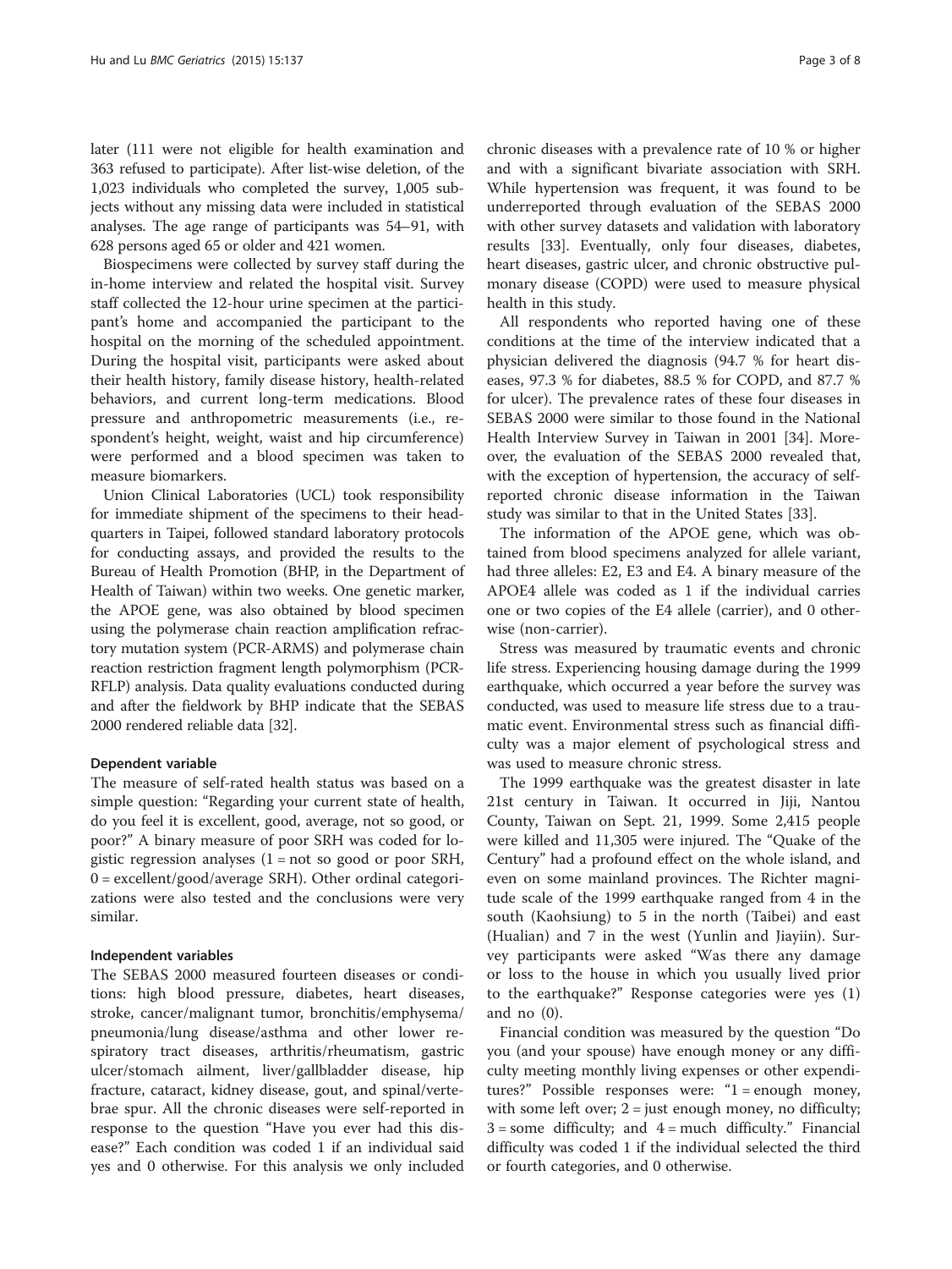later (111 were not eligible for health examination and 363 refused to participate). After list-wise deletion, of the 1,023 individuals who completed the survey, 1,005 subjects without any missing data were included in statistical analyses. The age range of participants was 54–91, with 628 persons aged 65 or older and 421 women.

Biospecimens were collected by survey staff during the in-home interview and related the hospital visit. Survey staff collected the 12-hour urine specimen at the participant's home and accompanied the participant to the hospital on the morning of the scheduled appointment. During the hospital visit, participants were asked about their health history, family disease history, health-related behaviors, and current long-term medications. Blood pressure and anthropometric measurements (i.e., respondent's height, weight, waist and hip circumference) were performed and a blood specimen was taken to measure biomarkers.

Union Clinical Laboratories (UCL) took responsibility for immediate shipment of the specimens to their headquarters in Taipei, followed standard laboratory protocols for conducting assays, and provided the results to the Bureau of Health Promotion (BHP, in the Department of Health of Taiwan) within two weeks. One genetic marker, the APOE gene, was also obtained by blood specimen using the polymerase chain reaction amplification refractory mutation system (PCR-ARMS) and polymerase chain reaction restriction fragment length polymorphism (PCR-RFLP) analysis. Data quality evaluations conducted during and after the fieldwork by BHP indicate that the SEBAS 2000 rendered reliable data [32].

### Dependent variable

The measure of self-rated health status was based on a simple question: "Regarding your current state of health, do you feel it is excellent, good, average, not so good, or poor?" A binary measure of poor SRH was coded for logistic regression analyses (1 = not so good or poor SRH, 0 = excellent/good/average SRH). Other ordinal categorizations were also tested and the conclusions were very similar.

### Independent variables

The SEBAS 2000 measured fourteen diseases or conditions: high blood pressure, diabetes, heart diseases, stroke, cancer/malignant tumor, bronchitis/emphysema/pneumonia/lung disease/asthma and other lower respiratory tract diseases, arthritis/rheumatism, gastric ulcer/stomach ailment, liver/gallbladder disease, hip fracture, cataract, kidney disease, gout, and spinal/vertebrae spur. All the chronic diseases were self-reported in response to the question "Have you ever had this disease?" Each condition was coded 1 if an individual said yes and 0 otherwise. For this analysis we only included chronic diseases with a prevalence rate of 10 % or higher and with a significant bivariate association with SRH. While hypertension was frequent, it was found to be underreported through evaluation of the SEBAS 2000 with other survey datasets and validation with laboratory results [33]. Eventually, only four diseases, diabetes, heart diseases, gastric ulcer, and chronic obstructive pulmonary disease (COPD) were used to measure physical health in this study.

All respondents who reported having one of these conditions at the time of the interview indicated that a physician delivered the diagnosis (94.7 % for heart diseases, 97.3 % for diabetes, 88.5 % for COPD, and 87.7 % for ulcer). The prevalence rates of these four diseases in SEBAS 2000 were similar to those found in the National Health Interview Survey in Taiwan in 2001 [34]. Moreover, the evaluation of the SEBAS 2000 revealed that, with the exception of hypertension, the accuracy of self-reported chronic disease information in the Taiwan study was similar to that in the United States [33].

The information of the APOE gene, which was obtained from blood specimens analyzed for allele variant, had three alleles: E2, E3 and E4. A binary measure of the APOE4 allele was coded as 1 if the individual carries one or two copies of the E4 allele (carrier), and 0 otherwise (non-carrier).

Stress was measured by traumatic events and chronic life stress. Experiencing housing damage during the 1999 earthquake, which occurred a year before the survey was conducted, was used to measure life stress due to a traumatic event. Environmental stress such as financial difficulty was a major element of psychological stress and was used to measure chronic stress.

The 1999 earthquake was the greatest disaster in late 21st century in Taiwan. It occurred in Jiji, Nantou County, Taiwan on Sept. 21, 1999. Some 2,415 people were killed and 11,305 were injured. The "Quake of the Century" had a profound effect on the whole island, and even on some mainland provinces. The Richter magnitude scale of the 1999 earthquake ranged from 4 in the south (Kaohsiung) to 5 in the north (Taibei) and east (Hualian) and 7 in the west (Yunlin and Jiayiin). Survey participants were asked "Was there any damage or loss to the house in which you usually lived prior to the earthquake?" Response categories were yes (1) and no (0).

Financial condition was measured by the question "Do you (and your spouse) have enough money or any difficulty meeting monthly living expenses or other expenditures?" Possible responses were: "1 = enough money, with some left over; 2 = just enough money, no difficulty; 3 = some difficulty; and 4 = much difficulty." Financial difficulty was coded 1 if the individual selected the third or fourth categories, and 0 otherwise.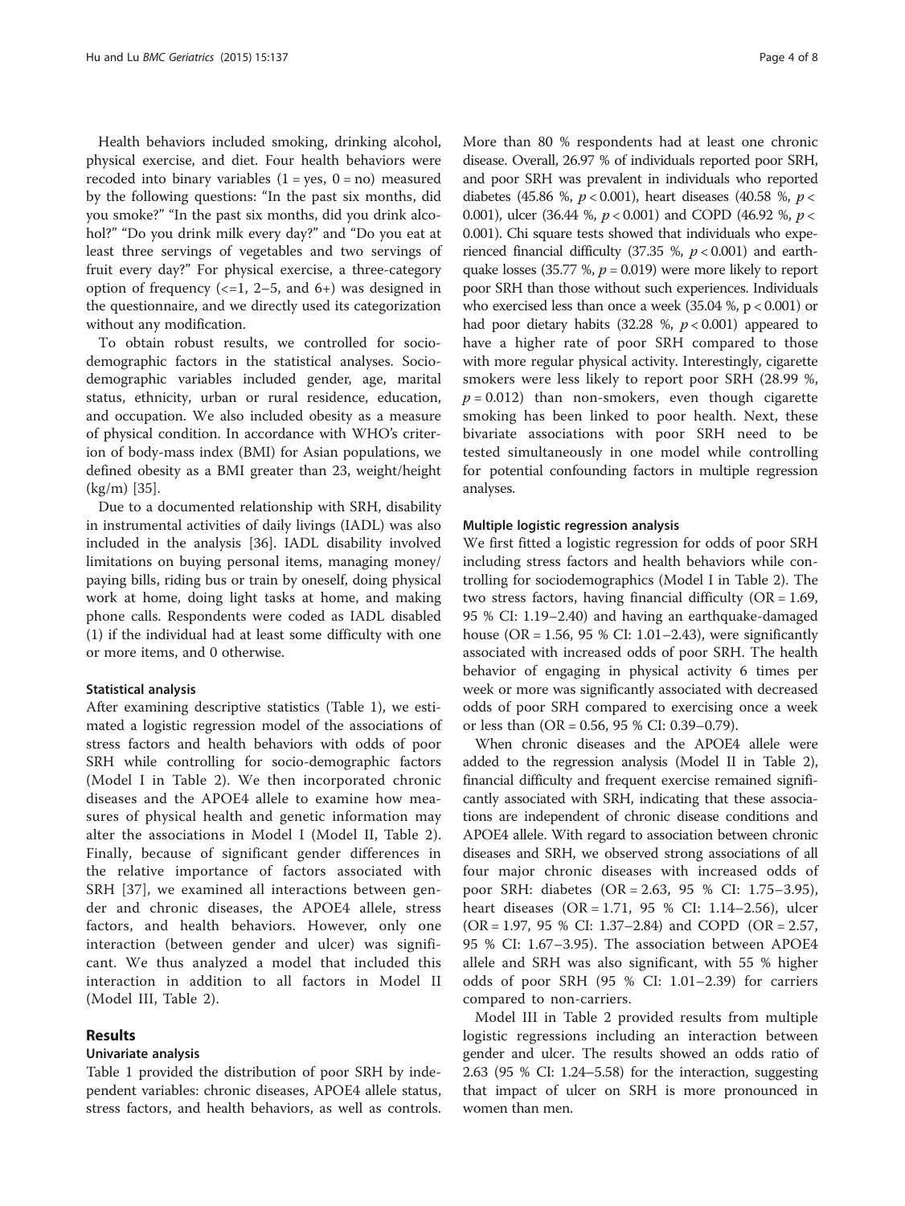Health behaviors included smoking, drinking alcohol, physical exercise, and diet. Four health behaviors were recoded into binary variables (1 = yes, 0 = no) measured by the following questions: "In the past six months, did you smoke?" "In the past six months, did you drink alcohol?" "Do you drink milk every day?" and "Do you eat at least three servings of vegetables and two servings of fruit every day?" For physical exercise, a three-category option of frequency (<=1, 2–5, and 6+) was designed in the questionnaire, and we directly used its categorization without any modification.

To obtain robust results, we controlled for sociodemographic factors in the statistical analyses. Sociodemographic variables included gender, age, marital status, ethnicity, urban or rural residence, education, and occupation. We also included obesity as a measure of physical condition. In accordance with WHO's criterion of body-mass index (BMI) for Asian populations, we defined obesity as a BMI greater than 23, weight/height (kg/m) [35].

Due to a documented relationship with SRH, disability in instrumental activities of daily livings (IADL) was also included in the analysis [36]. IADL disability involved limitations on buying personal items, managing money/paying bills, riding bus or train by oneself, doing physical work at home, doing light tasks at home, and making phone calls. Respondents were coded as IADL disabled (1) if the individual had at least some difficulty with one or more items, and 0 otherwise.

### Statistical analysis

After examining descriptive statistics (Table 1), we estimated a logistic regression model of the associations of stress factors and health behaviors with odds of poor SRH while controlling for socio-demographic factors (Model I in Table 2). We then incorporated chronic diseases and the APOE4 allele to examine how measures of physical health and genetic information may alter the associations in Model I (Model II, Table 2). Finally, because of significant gender differences in the relative importance of factors associated with SRH [37], we examined all interactions between gender and chronic diseases, the APOE4 allele, stress factors, and health behaviors. However, only one interaction (between gender and ulcer) was significant. We thus analyzed a model that included this interaction in addition to all factors in Model II (Model III, Table 2).

## Results

### Univariate analysis

Table 1 provided the distribution of poor SRH by independent variables: chronic diseases, APOE4 allele status, stress factors, and health behaviors, as well as controls. More than 80 % respondents had at least one chronic disease. Overall, 26.97 % of individuals reported poor SRH, and poor SRH was prevalent in individuals who reported diabetes (45.86 %, $p < 0.001$), heart diseases (40.58 %, $p < 0.001$), ulcer (36.44 %, $p < 0.001$) and COPD (46.92 %, $p < 0.001$). Chi square tests showed that individuals who experienced financial difficulty (37.35 %, $p < 0.001$) and earthquake losses (35.77 %, $p = 0.019$) were more likely to report poor SRH than those without such experiences. Individuals who exercised less than once a week (35.04 %, $p < 0.001$) or had poor dietary habits (32.28 %, $p < 0.001$) appeared to have a higher rate of poor SRH compared to those with more regular physical activity. Interestingly, cigarette smokers were less likely to report poor SRH (28.99 %, $p = 0.012$) than non-smokers, even though cigarette smoking has been linked to poor health. Next, these bivariate associations with poor SRH need to be tested simultaneously in one model while controlling for potential confounding factors in multiple regression analyses.

### Multiple logistic regression analysis

We first fitted a logistic regression for odds of poor SRH including stress factors and health behaviors while controlling for sociodemographics (Model I in Table 2). The two stress factors, having financial difficulty (OR = 1.69, 95 % CI: 1.19–2.40) and having an earthquake-damaged house (OR = 1.56, 95 % CI: 1.01–2.43), were significantly associated with increased odds of poor SRH. The health behavior of engaging in physical activity 6 times per week or more was significantly associated with decreased odds of poor SRH compared to exercising once a week or less than (OR = 0.56, 95 % CI: 0.39–0.79).

When chronic diseases and the APOE4 allele were added to the regression analysis (Model II in Table 2), financial difficulty and frequent exercise remained significantly associated with SRH, indicating that these associations are independent of chronic disease conditions and APOE4 allele. With regard to association between chronic diseases and SRH, we observed strong associations of all four major chronic diseases with increased odds of poor SRH: diabetes (OR = 2.63, 95 % CI: 1.75–3.95), heart diseases (OR = 1.71, 95 % CI: 1.14–2.56), ulcer (OR = 1.97, 95 % CI: 1.37–2.84) and COPD (OR = 2.57, 95 % CI: 1.67–3.95). The association between APOE4 allele and SRH was also significant, with 55 % higher odds of poor SRH (95 % CI: 1.01–2.39) for carriers compared to non-carriers.

Model III in Table 2 provided results from multiple logistic regressions including an interaction between gender and ulcer. The results showed an odds ratio of 2.63 (95 % CI: 1.24–5.58) for the interaction, suggesting that impact of ulcer on SRH is more pronounced in women than men.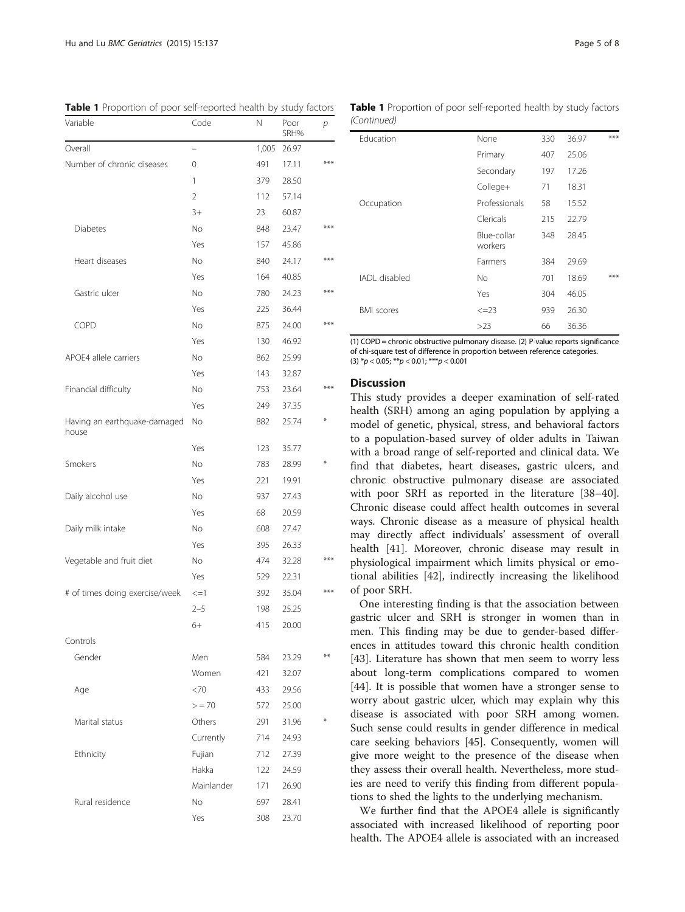**Table 1** Proportion of poor self-reported health by study factors

| Variable | Code | N | Poor SRH% | *p* |
|---|---|---|---|---|
| Overall | – | 1,005 | 26.97 | |
| Number of chronic diseases | 0 | 491 | 17.11 | *** |
| | 1 | 379 | 28.50 | |
| | 2 | 112 | 57.14 | |
| | 3+ | 23 | 60.87 | |
| Diabetes | No | 848 | 23.47 | *** |
| | Yes | 157 | 45.86 | |
| Heart diseases | No | 840 | 24.17 | *** |
| | Yes | 164 | 40.85 | |
| Gastric ulcer | No | 780 | 24.23 | *** |
| | Yes | 225 | 36.44 | |
| COPD | No | 875 | 24.00 | *** |
| | Yes | 130 | 46.92 | |
| APOE4 allele carriers | No | 862 | 25.99 | |
| | Yes | 143 | 32.87 | |
| Financial difficulty | No | 753 | 23.64 | *** |
| | Yes | 249 | 37.35 | |
| Having an earthquake-damaged house | No | 882 | 25.74 | * |
| | Yes | 123 | 35.77 | |
| Smokers | No | 783 | 28.99 | * |
| | Yes | 221 | 19.91 | |
| Daily alcohol use | No | 937 | 27.43 | |
| | Yes | 68 | 20.59 | |
| Daily milk intake | No | 608 | 27.47 | |
| | Yes | 395 | 26.33 | |
| Vegetable and fruit diet | No | 474 | 32.28 | *** |
| | Yes | 529 | 22.31 | |
| # of times doing exercise/week | <=1 | 392 | 35.04 | *** |
| | 2–5 | 198 | 25.25 | |
| | 6+ | 415 | 20.00 | |
| Controls | | | | |
| Gender | Men | 584 | 23.29 | ** |
| | Women | 421 | 32.07 | |
| Age | <70 | 433 | 29.56 | |
| | >=70 | 572 | 25.00 | |
| Marital status | Others | 291 | 31.96 | * |
| | Currently | 714 | 24.93 | |
| Ethnicity | Fujian | 712 | 27.39 | |
| | Hakka | 122 | 24.59 | |
| | Mainlander | 171 | 26.90 | |
| Rural residence | No | 697 | 28.41 | |
| | Yes | 308 | 23.70 | |
| Education | None | 330 | 36.97 | *** |
| | Primary | 407 | 25.06 | |
| | Secondary | 197 | 17.26 | |
| | College+ | 71 | 18.31 | |
| Occupation | Professionals | 58 | 15.52 | |
| | Clericals | 215 | 22.79 | |
| | Blue-collar workers | 348 | 28.45 | |
| | Farmers | 384 | 29.69 | |
| IADL disabled | No | 701 | 18.69 | *** |
| | Yes | 304 | 46.05 | |
| BMI scores | <=23 | 939 | 26.30 | |
| | >23 | 66 | 36.36 | |

(1) COPD = chronic obstructive pulmonary disease. (2) P-value reports significance of chi-square test of difference in proportion between reference categories. (3) *$p < 0.05$; **$p < 0.01$; ***$p < 0.001$

## Discussion

This study provides a deeper examination of self-rated health (SRH) among an aging population by applying a model of genetic, physical, stress, and behavioral factors to a population-based survey of older adults in Taiwan with a broad range of self-reported and clinical data. We find that diabetes, heart diseases, gastric ulcers, and chronic obstructive pulmonary disease are associated with poor SRH as reported in the literature [38–40]. Chronic disease could affect health outcomes in several ways. Chronic disease as a measure of physical health may directly affect individuals' assessment of overall health [41]. Moreover, chronic disease may result in physiological impairment which limits physical or emotional abilities [42], indirectly increasing the likelihood of poor SRH.

One interesting finding is that the association between gastric ulcer and SRH is stronger in women than in men. This finding may be due to gender-based differences in attitudes toward this chronic health condition [43]. Literature has shown that men seem to worry less about long-term complications compared to women [44]. It is possible that women have a stronger sense to worry about gastric ulcer, which may explain why this disease is associated with poor SRH among women. Such sense could results in gender difference in medical care seeking behaviors [45]. Consequently, women will give more weight to the presence of the disease when they assess their overall health. Nevertheless, more studies are need to verify this finding from different populations to shed the lights to the underlying mechanism.

We further find that the APOE4 allele is significantly associated with increased likelihood of reporting poor health. The APOE4 allele is associated with an increased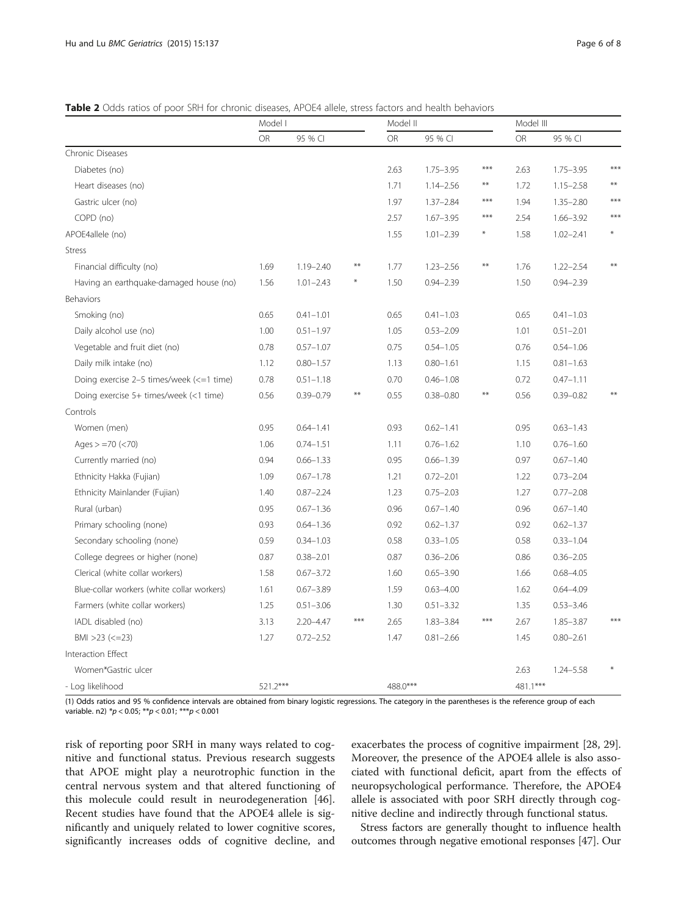**Table 2** Odds ratios of poor SRH for chronic diseases, APOE4 allele, stress factors and health behaviors

| | Model I | | | Model II | | | Model III | | |
|---|---|---|---|---|---|---|---|---|---|
| | OR | 95 % CI | | OR | 95 % CI | | OR | 95 % CI | |
| Chronic Diseases | | | | | | | | | |
| Diabetes (no) | | | | 2.63 | 1.75–3.95 | *** | 2.63 | 1.75–3.95 | *** |
| Heart diseases (no) | | | | 1.71 | 1.14–2.56 | ** | 1.72 | 1.15–2.58 | ** |
| Gastric ulcer (no) | | | | 1.97 | 1.37–2.84 | *** | 1.94 | 1.35–2.80 | *** |
| COPD (no) | | | | 2.57 | 1.67–3.95 | *** | 2.54 | 1.66–3.92 | *** |
| APOE4allele (no) | | | | 1.55 | 1.01–2.39 | * | 1.58 | 1.02–2.41 | * |
| Stress | | | | | | | | | |
| Financial difficulty (no) | 1.69 | 1.19–2.40 | ** | 1.77 | 1.23–2.56 | ** | 1.76 | 1.22–2.54 | ** |
| Having an earthquake-damaged house (no) | 1.56 | 1.01–2.43 | * | 1.50 | 0.94–2.39 | | 1.50 | 0.94–2.39 | |
| Behaviors | | | | | | | | | |
| Smoking (no) | 0.65 | 0.41–1.01 | | 0.65 | 0.41–1.03 | | 0.65 | 0.41–1.03 | |
| Daily alcohol use (no) | 1.00 | 0.51–1.97 | | 1.05 | 0.53–2.09 | | 1.01 | 0.51–2.01 | |
| Vegetable and fruit diet (no) | 0.78 | 0.57–1.07 | | 0.75 | 0.54–1.05 | | 0.76 | 0.54–1.06 | |
| Daily milk intake (no) | 1.12 | 0.80–1.57 | | 1.13 | 0.80–1.61 | | 1.15 | 0.81–1.63 | |
| Doing exercise 2–5 times/week (<=1 time) | 0.78 | 0.51–1.18 | | 0.70 | 0.46–1.08 | | 0.72 | 0.47–1.11 | |
| Doing exercise 5+ times/week (<1 time) | 0.56 | 0.39–0.79 | ** | 0.55 | 0.38–0.80 | ** | 0.56 | 0.39–0.82 | ** |
| Controls | | | | | | | | | |
| Women (men) | 0.95 | 0.64–1.41 | | 0.93 | 0.62–1.41 | | 0.95 | 0.63–1.43 | |
| Ages > =70 (<70) | 1.06 | 0.74–1.51 | | 1.11 | 0.76–1.62 | | 1.10 | 0.76–1.60 | |
| Currently married (no) | 0.94 | 0.66–1.33 | | 0.95 | 0.66–1.39 | | 0.97 | 0.67–1.40 | |
| Ethnicity Hakka (Fujian) | 1.09 | 0.67–1.78 | | 1.21 | 0.72–2.01 | | 1.22 | 0.73–2.04 | |
| Ethnicity Mainlander (Fujian) | 1.40 | 0.87–2.24 | | 1.23 | 0.75–2.03 | | 1.27 | 0.77–2.08 | |
| Rural (urban) | 0.95 | 0.67–1.36 | | 0.96 | 0.67–1.40 | | 0.96 | 0.67–1.40 | |
| Primary schooling (none) | 0.93 | 0.64–1.36 | | 0.92 | 0.62–1.37 | | 0.92 | 0.62–1.37 | |
| Secondary schooling (none) | 0.59 | 0.34–1.03 | | 0.58 | 0.33–1.05 | | 0.58 | 0.33–1.04 | |
| College degrees or higher (none) | 0.87 | 0.38–2.01 | | 0.87 | 0.36–2.06 | | 0.86 | 0.36–2.05 | |
| Clerical (white collar workers) | 1.58 | 0.67–3.72 | | 1.60 | 0.65–3.90 | | 1.66 | 0.68–4.05 | |
| Blue-collar workers (white collar workers) | 1.61 | 0.67–3.89 | | 1.59 | 0.63–4.00 | | 1.62 | 0.64–4.09 | |
| Farmers (white collar workers) | 1.25 | 0.51–3.06 | | 1.30 | 0.51–3.32 | | 1.35 | 0.53–3.46 | |
| IADL disabled (no) | 3.13 | 2.20–4.47 | *** | 2.65 | 1.83–3.84 | *** | 2.67 | 1.85–3.87 | *** |
| BMI >23 (<=23) | 1.27 | 0.72–2.52 | | 1.47 | 0.81–2.66 | | 1.45 | 0.80–2.61 | |
| Interaction Effect | | | | | | | | | |
| Women*Gastric ulcer | | | | | | | 2.63 | 1.24–5.58 | * |
| - Log likelihood | 521.2*** | | | 488.0*** | | | 481.1*** | | |

(1) Odds ratios and 95 % confidence intervals are obtained from binary logistic regressions. The category in the parentheses is the reference group of each variable. n2) *$p < 0.05$; **$p < 0.01$; ***$p < 0.001$

risk of reporting poor SRH in many ways related to cognitive and functional status. Previous research suggests that APOE might play a neurotrophic function in the central nervous system and that altered functioning of this molecule could result in neurodegeneration [46]. Recent studies have found that the APOE4 allele is significantly and uniquely related to lower cognitive scores, significantly increases odds of cognitive decline, and exacerbates the process of cognitive impairment [28, 29]. Moreover, the presence of the APOE4 allele is also associated with functional deficit, apart from the effects of neuropsychological performance. Therefore, the APOE4 allele is associated with poor SRH directly through cognitive decline and indirectly through functional status.

Stress factors are generally thought to influence health outcomes through negative emotional responses [47]. Our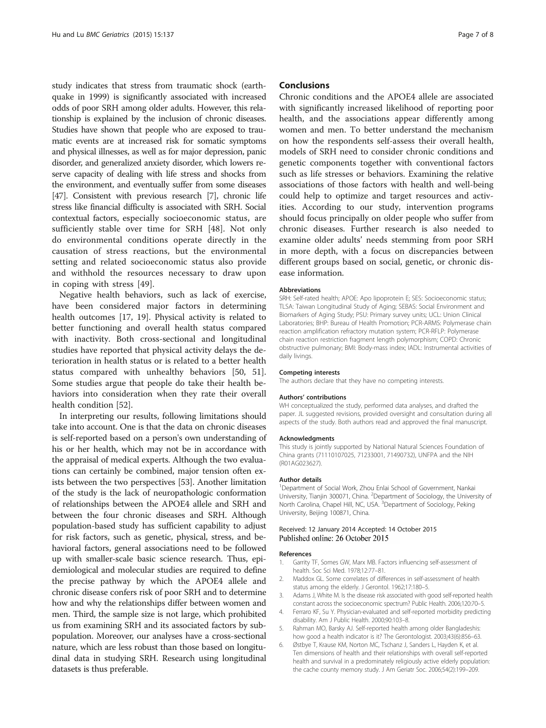study indicates that stress from traumatic shock (earthquake in 1999) is significantly associated with increased odds of poor SRH among older adults. However, this relationship is explained by the inclusion of chronic diseases. Studies have shown that people who are exposed to traumatic events are at increased risk for somatic symptoms and physical illnesses, as well as for major depression, panic disorder, and generalized anxiety disorder, which lowers reserve capacity of dealing with life stress and shocks from the environment, and eventually suffer from some diseases [47]. Consistent with previous research [7], chronic life stress like financial difficulty is associated with SRH. Social contextual factors, especially socioeconomic status, are sufficiently stable over time for SRH [48]. Not only do environmental conditions operate directly in the causation of stress reactions, but the environmental setting and related socioeconomic status also provide and withhold the resources necessary to draw upon in coping with stress [49].

Negative health behaviors, such as lack of exercise, have been considered major factors in determining health outcomes [17, 19]. Physical activity is related to better functioning and overall health status compared with inactivity. Both cross-sectional and longitudinal studies have reported that physical activity delays the deterioration in health status or is related to a better health status compared with unhealthy behaviors [50, 51]. Some studies argue that people do take their health behaviors into consideration when they rate their overall health condition [52].

In interpreting our results, following limitations should take into account. One is that the data on chronic diseases is self-reported based on a person's own understanding of his or her health, which may not be in accordance with the appraisal of medical experts. Although the two evaluations can certainly be combined, major tension often exists between the two perspectives [53]. Another limitation of the study is the lack of neuropathologic conformation of relationships between the APOE4 allele and SRH and between the four chronic diseases and SRH. Although population-based study has sufficient capability to adjust for risk factors, such as genetic, physical, stress, and behavioral factors, general associations need to be followed up with smaller-scale basic science research. Thus, epidemiological and molecular studies are required to define the precise pathway by which the APOE4 allele and chronic disease confers risk of poor SRH and to determine how and why the relationships differ between women and men. Third, the sample size is not large, which prohibited us from examining SRH and its associated factors by subpopulation. Moreover, our analyses have a cross-sectional nature, which are less robust than those based on longitudinal data in studying SRH. Research using longitudinal datasets is thus preferable.

## Conclusions

Chronic conditions and the APOE4 allele are associated with significantly increased likelihood of reporting poor health, and the associations appear differently among women and men. To better understand the mechanism on how the respondents self-assess their overall health, models of SRH need to consider chronic conditions and genetic components together with conventional factors such as life stresses or behaviors. Examining the relative associations of those factors with health and well-being could help to optimize and target resources and activities. According to our study, intervention programs should focus principally on older people who suffer from chronic diseases. Further research is also needed to examine older adults' needs stemming from poor SRH in more depth, with a focus on discrepancies between different groups based on social, genetic, or chronic disease information.

### Abbreviations

SRH: Self-rated health; APOE: Apo lipoprotein E; SES: Socioeconomic status; TLSA: Taiwan Longitudinal Study of Aging; SEBAS: Social Environment and Biomarkers of Aging Study; PSU: Primary survey units; UCL: Union Clinical Laboratories; BHP: Bureau of Health Promotion; PCR-ARMS: Polymerase chain reaction amplification refractory mutation system; PCR-RFLP: Polymerase chain reaction restriction fragment length polymorphism; COPD: Chronic obstructive pulmonary; BMI: Body-mass index; IADL: Instrumental activities of daily livings.

### Competing interests

The authors declare that they have no competing interests.

### Authors' contributions

WH conceptualized the study, performed data analyses, and drafted the paper. JL suggested revisions, provided oversight and consultation during all aspects of the study. Both authors read and approved the final manuscript.

### Acknowledgments

This study is jointly supported by National Natural Sciences Foundation of China grants (71110107025, 71233001, 71490732), UNFPA and the NIH (R01AG023627).

### Author details

[1]Department of Social Work, Zhou Enlai School of Government, Nankai University, Tianjin 300071, China. [2]Department of Sociology, the University of North Carolina, Chapel Hill, NC, USA. [3]Department of Sociology, Peking University, Beijing 100871, China.

Received: 12 January 2014 Accepted: 14 October 2015
Published online: 26 October 2015

### References

1. Garrity TF, Somes GW, Marx MB. Factors influencing self-assessment of health. Soc Sci Med. 1978;12:77–81.
2. Maddox GL. Some correlates of differences in self-assessment of health status among the elderly. J Gerontol. 1962;17:180–5.
3. Adams J, White M. Is the disease risk associated with good self-reported health constant across the socioeconomic spectrum? Public Health. 2006;120:70–5.
4. Ferraro KF, Su Y. Physician-evaluated and self-reported morbidity predicting disability. Am J Public Health. 2000;90:103–8.
5. Rahman MO, Barsky AJ. Self-reported health among older Bangladeshis: how good a health indicator is it? The Gerontologist. 2003;43(6):856–63.
6. Østbye T, Krause KM, Norton MC, Tschanz J, Sanders L, Hayden K, et al. Ten dimensions of health and their relationships with overall self-reported health and survival in a predominately religiously active elderly population: the cache county memory study. J Am Geriatr Soc. 2006;54(2):199–209.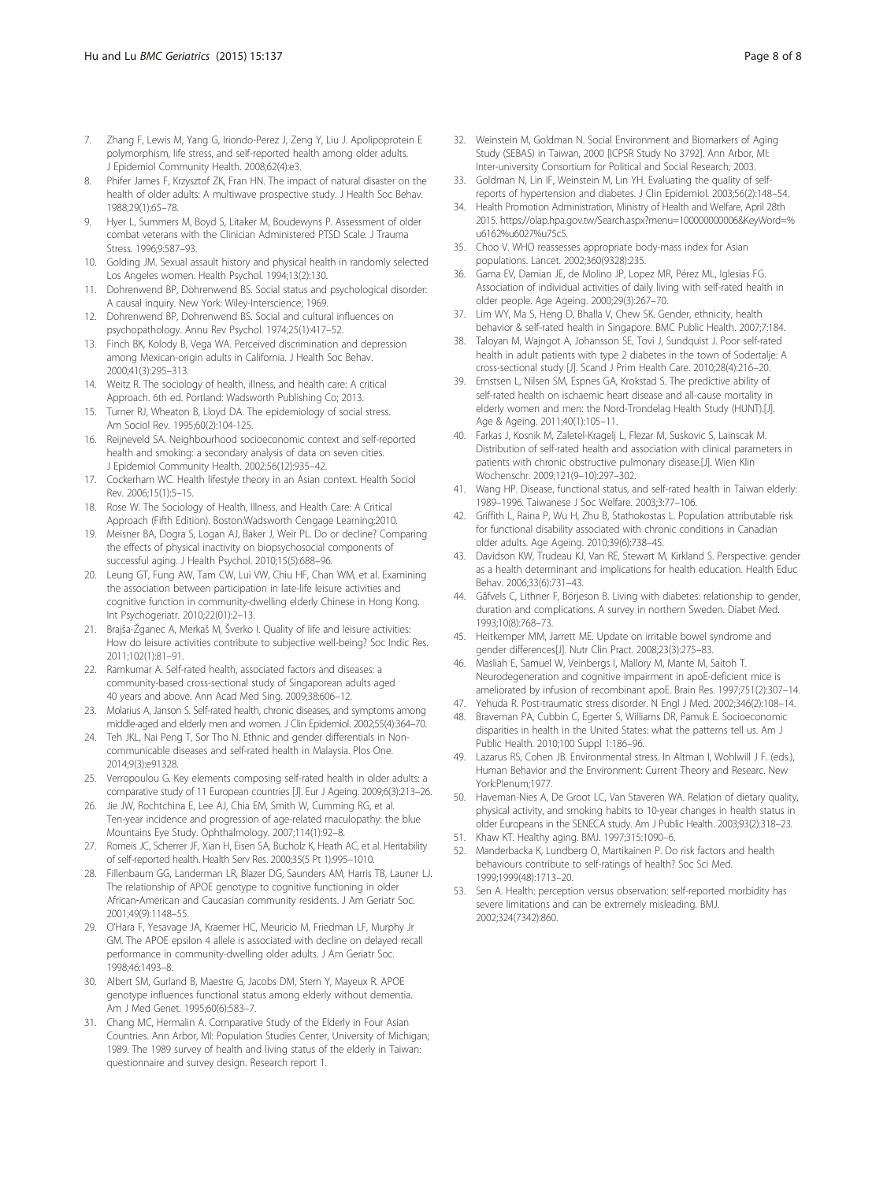7. Zhang F, Lewis M, Yang G, Iriondo-Perez J, Zeng Y, Liu J. Apolipoprotein E polymorphism, life stress, and self-reported health among older adults. J Epidemiol Community Health. 2008;62(4):e3.
8. Phifer James F, Krzysztof ZK, Fran HN. The impact of natural disaster on the health of older adults: A multiwave prospective study. J Health Soc Behav. 1988;29(1):65–78.
9. Hyer L, Summers M, Boyd S, Litaker M, Boudewyns P. Assessment of older combat veterans with the Clinician Administered PTSD Scale. J Trauma Stress. 1996;9:587–93.
10. Golding JM. Sexual assault history and physical health in randomly selected Los Angeles women. Health Psychol. 1994;13(2):130.
11. Dohrenwend BP, Dohrenwend BS. Social status and psychological disorder: A causal inquiry. New York: Wiley-Interscience; 1969.
12. Dohrenwend BP, Dohrenwend BS. Social and cultural influences on psychopathology. Annu Rev Psychol. 1974;25(1):417–52.
13. Finch BK, Kolody B, Vega WA. Perceived discrimination and depression among Mexican-origin adults in California. J Health Soc Behav. 2000;41(3):295–313.
14. Weitz R. The sociology of health, illness, and health care: A critical Approach. 6th ed. Portland: Wadsworth Publishing Co; 2013.
15. Turner RJ, Wheaton B, Lloyd DA. The epidemiology of social stress. Am Sociol Rev. 1995;60(2):104-125.
16. Reijneveld SA. Neighbourhood socioeconomic context and self-reported health and smoking: a secondary analysis of data on seven cities. J Epidemiol Community Health. 2002;56(12):935–42.
17. Cockerham WC. Health lifestyle theory in an Asian context. Health Sociol Rev. 2006;15(1):5–15.
18. Rose W. The Sociology of Health, Illness, and Health Care: A Critical Approach (Fifth Edition). Boston:Wadsworth Cengage Learning;2010.
19. Meisner BA, Dogra S, Logan AJ, Baker J, Weir PL. Do or decline? Comparing the effects of physical inactivity on biopsychosocial components of successful aging. J Health Psychol. 2010;15(5):688–96.
20. Leung GT, Fung AW, Tam CW, Lui VW, Chiu HF, Chan WM, et al. Examining the association between participation in late-life leisure activities and cognitive function in community-dwelling elderly Chinese in Hong Kong. Int Psychogeriatr. 2010;22(01):2–13.
21. Brajša-Žganec A, Merkaš M, Šverko I. Quality of life and leisure activities: How do leisure activities contribute to subjective well-being? Soc Indic Res. 2011;102(1):81–91.
22. Ramkumar A. Self-rated health, associated factors and diseases: a community-based cross-sectional study of Singaporean adults aged 40 years and above. Ann Acad Med Sing. 2009;38:606–12.
23. Molarius A, Janson S. Self-rated health, chronic diseases, and symptoms among middle-aged and elderly men and women. J Clin Epidemiol. 2002;55(4):364–70.
24. Teh JKL, Nai Peng T, Sor Tho N. Ethnic and gender differentials in Non-communicable diseases and self-rated health in Malaysia. Plos One. 2014;9(3):e91328.
25. Verropoulou G. Key elements composing self-rated health in older adults: a comparative study of 11 European countries [J]. Eur J Ageing. 2009;6(3):213–26.
26. Jie JW, Rochtchina E, Lee AJ, Chia EM, Smith W, Cumming RG, et al. Ten-year incidence and progression of age-related maculopathy: the blue Mountains Eye Study. Ophthalmology. 2007;114(1):92–8.
27. Romeis JC, Scherrer JF, Xian H, Eisen SA, Bucholz K, Heath AC, et al. Heritability of self-reported health. Health Serv Res. 2000;35(5 Pt 1):995–1010.
28. Fillenbaum GG, Landerman LR, Blazer DG, Saunders AM, Harris TB, Launer LJ. The relationship of APOE genotype to cognitive functioning in older African-American and Caucasian community residents. J Am Geriatr Soc. 2001;49(9):1148–55.
29. O'Hara F, Yesavage JA, Kraemer HC, Meuricio M, Friedman LF, Murphy Jr GM. The APOE epsilon 4 allele is associated with decline on delayed recall performance in community-dwelling older adults. J Am Geriatr Soc. 1998;46:1493–8.
30. Albert SM, Gurland B, Maestre G, Jacobs DM, Stern Y, Mayeux R. APOE genotype influences functional status among elderly without dementia. Am J Med Genet. 1995;60(6):583–7.
31. Chang MC, Hermalin A. Comparative Study of the Elderly in Four Asian Countries. Ann Arbor, MI: Population Studies Center, University of Michigan; 1989. The 1989 survey of health and living status of the elderly in Taiwan: questionnaire and survey design. Research report 1.
32. Weinstein M, Goldman N. Social Environment and Biomarkers of Aging Study (SEBAS) in Taiwan, 2000 [ICPSR Study No 3792]. Ann Arbor, MI: Inter-university Consortium for Political and Social Research; 2003.
33. Goldman N, Lin IF, Weinstein M, Lin YH. Evaluating the quality of self-reports of hypertension and diabetes. J Clin Epidemiol. 2003;56(2):148–54.
34. Health Promotion Administration, Ministry of Health and Welfare, April 28th 2015. https://olap.hpa.gov.tw/Search.aspx?menu=100000000006&KeyWord=%u6162%u6027%u75c5.
35. Choo V. WHO reassesses appropriate body-mass index for Asian populations. Lancet. 2002;360(9328):235.
36. Gama EV, Damian JE, de Molino JP, Lopez MR, Pérez ML, Iglesias FG. Association of individual activities of daily living with self-rated health in older people. Age Ageing. 2000;29(3):267–70.
37. Lim WY, Ma S, Heng D, Bhalla V, Chew SK. Gender, ethnicity, health behavior & self-rated health in Singapore. BMC Public Health. 2007;7:184.
38. Taloyan M, Wajngot A, Johansson SE, Tovi J, Sundquist J. Poor self-rated health in adult patients with type 2 diabetes in the town of Sodertalje: A cross-sectional study [J]. Scand J Prim Health Care. 2010;28(4):216–20.
39. Ernstsen L, Nilsen SM, Espnes GA, Krokstad S. The predictive ability of self-rated health on ischaemic heart disease and all-cause mortality in elderly women and men: the Nord-Trondelag Health Study (HUNT).[J]. Age & Ageing. 2011;40(1):105–11.
40. Farkas J, Kosnik M, Zaletel-Kragelj L, Flezar M, Suskovic S, Lainscak M. Distribution of self-rated health and association with clinical parameters in patients with chronic obstructive pulmonary disease.[J]. Wien Klin Wochenschr. 2009;121(9–10):297–302.
41. Wang HP. Disease, functional status, and self-rated health in Taiwan elderly: 1989–1996. Taiwanese J Soc Welfare. 2003;3:77–106.
42. Griffith L, Raina P, Wu H, Zhu B, Stathokostas L. Population attributable risk for functional disability associated with chronic conditions in Canadian older adults. Age Ageing. 2010;39(6):738–45.
43. Davidson KW, Trudeau KJ, Van RE, Stewart M, Kirkland S. Perspective: gender as a health determinant and implications for health education. Health Educ Behav. 2006;33(6):731–43.
44. Gåfvels C, Lithner F, Börjeson B. Living with diabetes: relationship to gender, duration and complications. A survey in northern Sweden. Diabet Med. 1993;10(8):768–73.
45. Heitkemper MM, Jarrett ME. Update on irritable bowel syndrome and gender differences[J]. Nutr Clin Pract. 2008;23(3):275–83.
46. Masliah E, Samuel W, Veinbergs I, Mallory M, Mante M, Saitoh T. Neurodegeneration and cognitive impairment in apoE-deficient mice is ameliorated by infusion of recombinant apoE. Brain Res. 1997;751(2):307–14.
47. Yehuda R. Post-traumatic stress disorder. N Engl J Med. 2002;346(2):108–14.
48. Braveman PA, Cubbin C, Egerter S, Williams DR, Pamuk E. Socioeconomic disparities in health in the United States: what the patterns tell us. Am J Public Health. 2010;100 Suppl 1:186–96.
49. Lazarus RS, Cohen JB. Environmental stress. In Altman I, Wohlwill J F. (eds.), Human Behavior and the Environment: Current Theory and Researc. New York:Plenum;1977.
50. Haveman-Nies A, De Groot LC, Van Staveren WA. Relation of dietary quality, physical activity, and smoking habits to 10-year changes in health status in older Europeans in the SENECA study. Am J Public Health. 2003;93(2):318–23.
51. Khaw KT. Healthy aging. BMJ. 1997;315:1090–6.
52. Manderbacka K, Lundberg O, Martikainen P. Do risk factors and health behaviours contribute to self-ratings of health? Soc Sci Med. 1999;1999(48):1713–20.
53. Sen A. Health: perception versus observation: self-reported morbidity has severe limitations and can be extremely misleading. BMJ. 2002;324(7342):860.